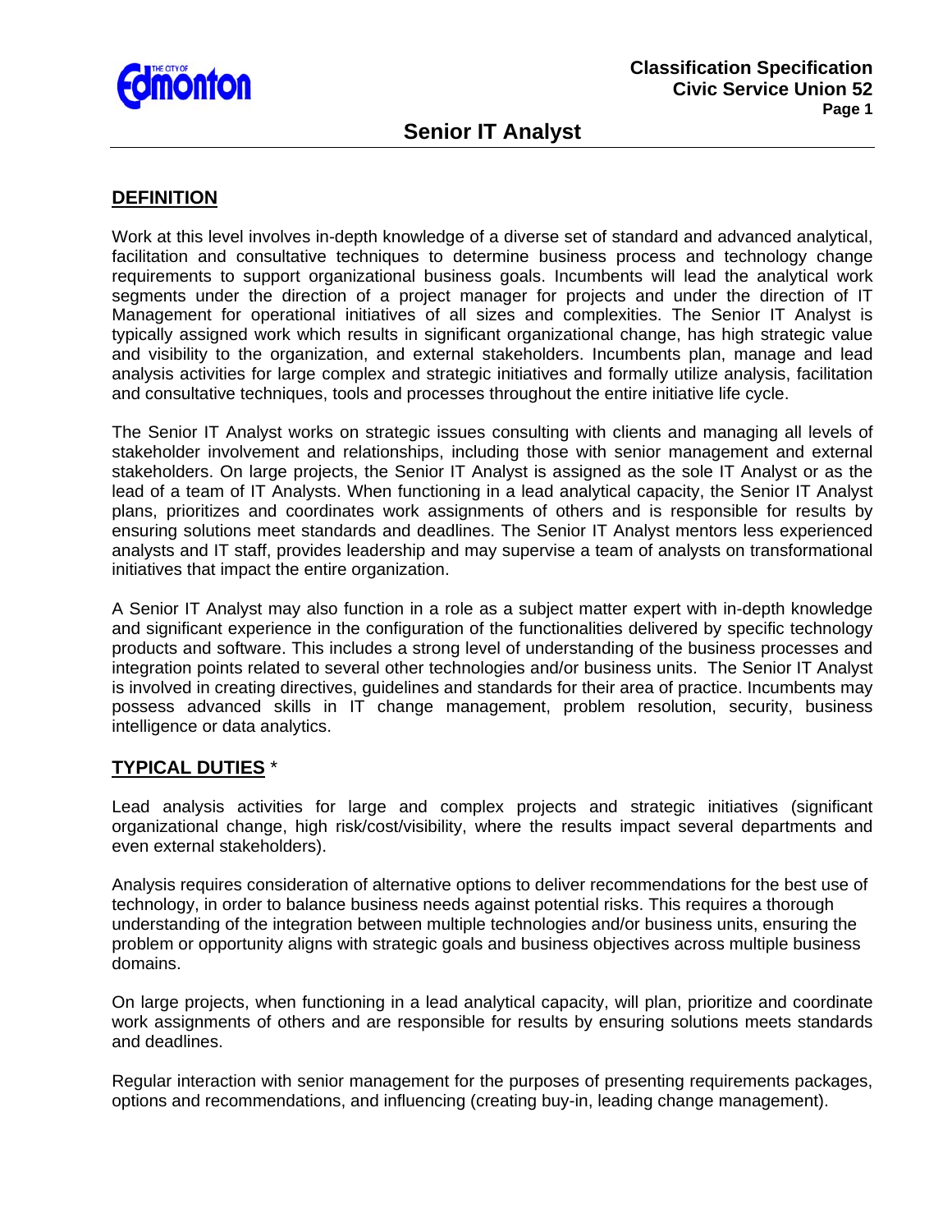# Senior IT Analyst

Classification Specification
Civic Service Union 52

## DEFINITION

Work at this level involves in-depth knowledge of a diverse set of standard and advanced analytical, facilitation and consultative techniques to determine business process and technology change requirements to support organizational business goals. Incumbents will lead the analytical work segments under the direction of a project manager for projects and under the direction of IT Management for operational initiatives of all sizes and complexities. The Senior IT Analyst is typically assigned work which results in significant organizational change, has high strategic value and visibility to the organization, and external stakeholders. Incumbents plan, manage and lead analysis activities for large complex and strategic initiatives and formally utilize analysis, facilitation and consultative techniques, tools and processes throughout the entire initiative life cycle.

The Senior IT Analyst works on strategic issues consulting with clients and managing all levels of stakeholder involvement and relationships, including those with senior management and external stakeholders. On large projects, the Senior IT Analyst is assigned as the sole IT Analyst or as the lead of a team of IT Analysts. When functioning in a lead analytical capacity, the Senior IT Analyst plans, prioritizes and coordinates work assignments of others and is responsible for results by ensuring solutions meet standards and deadlines. The Senior IT Analyst mentors less experienced analysts and IT staff, provides leadership and may supervise a team of analysts on transformational initiatives that impact the entire organization.

A Senior IT Analyst may also function in a role as a subject matter expert with in-depth knowledge and significant experience in the configuration of the functionalities delivered by specific technology products and software. This includes a strong level of understanding of the business processes and integration points related to several other technologies and/or business units. The Senior IT Analyst is involved in creating directives, guidelines and standards for their area of practice. Incumbents may possess advanced skills in IT change management, problem resolution, security, business intelligence or data analytics.

## TYPICAL DUTIES *

Lead analysis activities for large and complex projects and strategic initiatives (significant organizational change, high risk/cost/visibility, where the results impact several departments and even external stakeholders).

Analysis requires consideration of alternative options to deliver recommendations for the best use of technology, in order to balance business needs against potential risks. This requires a thorough understanding of the integration between multiple technologies and/or business units, ensuring the problem or opportunity aligns with strategic goals and business objectives across multiple business domains.

On large projects, when functioning in a lead analytical capacity, will plan, prioritize and coordinate work assignments of others and are responsible for results by ensuring solutions meets standards and deadlines.

Regular interaction with senior management for the purposes of presenting requirements packages, options and recommendations, and influencing (creating buy-in, leading change management).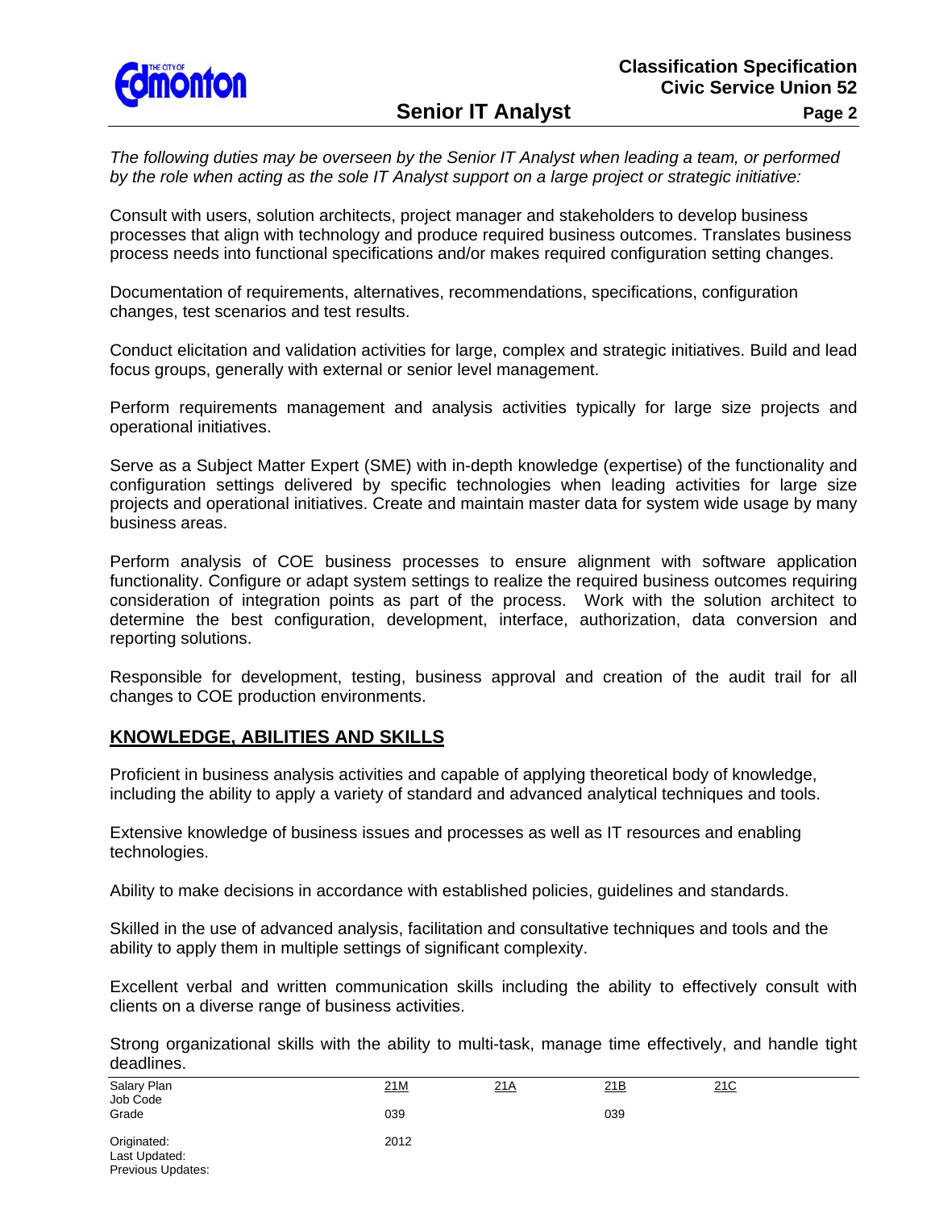*The following duties may be overseen by the Senior IT Analyst when leading a team, or performed by the role when acting as the sole IT Analyst support on a large project or strategic initiative:*

Consult with users, solution architects, project manager and stakeholders to develop business processes that align with technology and produce required business outcomes. Translates business process needs into functional specifications and/or makes required configuration setting changes.

Documentation of requirements, alternatives, recommendations, specifications, configuration changes, test scenarios and test results.

Conduct elicitation and validation activities for large, complex and strategic initiatives. Build and lead focus groups, generally with external or senior level management.

Perform requirements management and analysis activities typically for large size projects and operational initiatives.

Serve as a Subject Matter Expert (SME) with in-depth knowledge (expertise) of the functionality and configuration settings delivered by specific technologies when leading activities for large size projects and operational initiatives. Create and maintain master data for system wide usage by many business areas.

Perform analysis of COE business processes to ensure alignment with software application functionality. Configure or adapt system settings to realize the required business outcomes requiring consideration of integration points as part of the process. Work with the solution architect to determine the best configuration, development, interface, authorization, data conversion and reporting solutions.

Responsible for development, testing, business approval and creation of the audit trail for all changes to COE production environments.

## KNOWLEDGE, ABILITIES AND SKILLS

Proficient in business analysis activities and capable of applying theoretical body of knowledge, including the ability to apply a variety of standard and advanced analytical techniques and tools.

Extensive knowledge of business issues and processes as well as IT resources and enabling technologies.

Ability to make decisions in accordance with established policies, guidelines and standards.

Skilled in the use of advanced analysis, facilitation and consultative techniques and tools and the ability to apply them in multiple settings of significant complexity.

Excellent verbal and written communication skills including the ability to effectively consult with clients on a diverse range of business activities.

Strong organizational skills with the ability to multi-task, manage time effectively, and handle tight deadlines.

| Salary Plan | 21M | 21A | 21B | 21C |
|---|---|---|---|---|
| Job Code | | | | |
| Grade | 039 | | 039 | |
| Originated: | 2012 | | | |
| Last Updated: | | | | |
| Previous Updates: | | | | |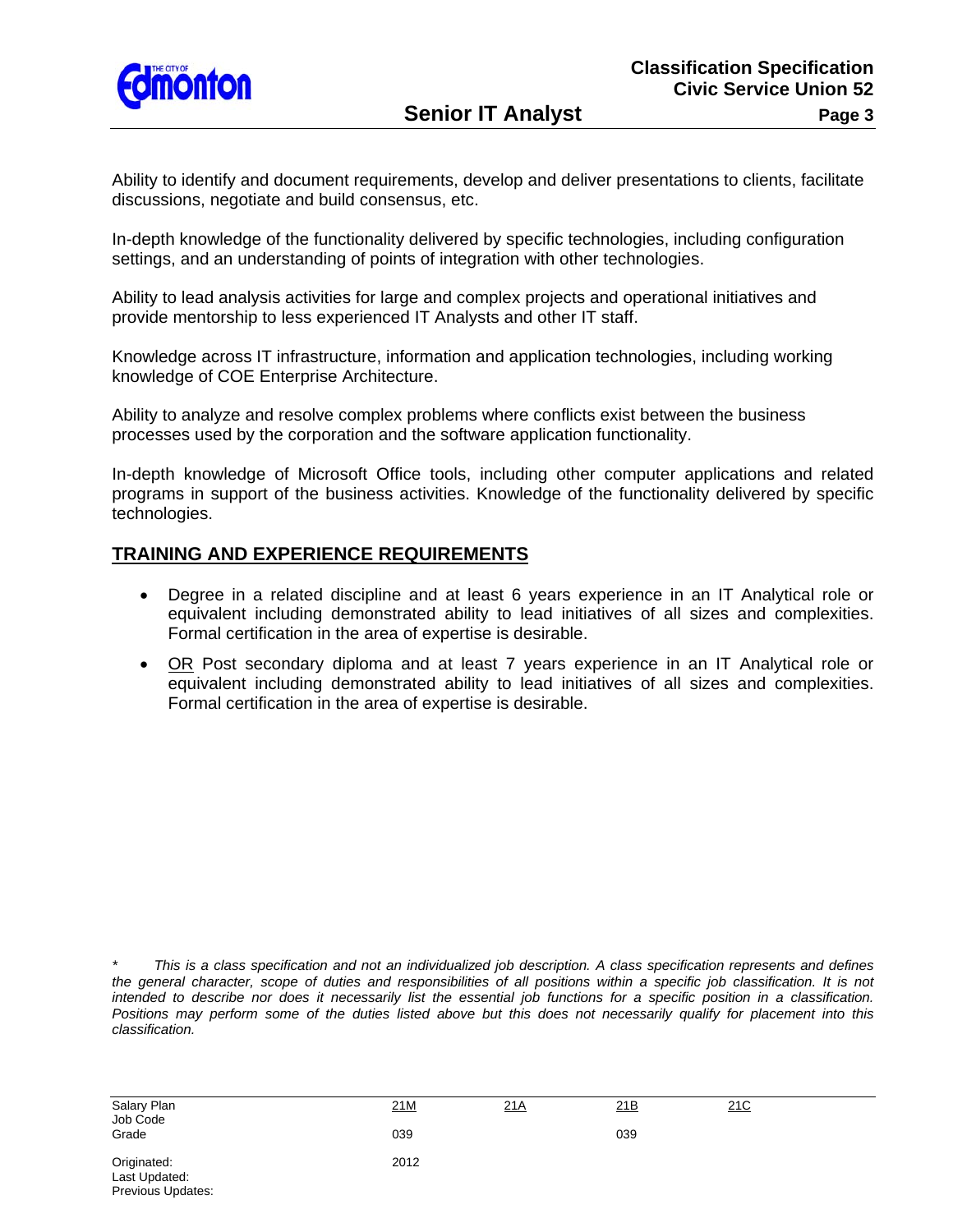Ability to identify and document requirements, develop and deliver presentations to clients, facilitate discussions, negotiate and build consensus, etc.

In-depth knowledge of the functionality delivered by specific technologies, including configuration settings, and an understanding of points of integration with other technologies.

Ability to lead analysis activities for large and complex projects and operational initiatives and provide mentorship to less experienced IT Analysts and other IT staff.

Knowledge across IT infrastructure, information and application technologies, including working knowledge of COE Enterprise Architecture.

Ability to analyze and resolve complex problems where conflicts exist between the business processes used by the corporation and the software application functionality.

In-depth knowledge of Microsoft Office tools, including other computer applications and related programs in support of the business activities. Knowledge of the functionality delivered by specific technologies.

## TRAINING AND EXPERIENCE REQUIREMENTS

- Degree in a related discipline and at least 6 years experience in an IT Analytical role or equivalent including demonstrated ability to lead initiatives of all sizes and complexities. Formal certification in the area of expertise is desirable.
- OR Post secondary diploma and at least 7 years experience in an IT Analytical role or equivalent including demonstrated ability to lead initiatives of all sizes and complexities. Formal certification in the area of expertise is desirable.

*\* This is a class specification and not an individualized job description. A class specification represents and defines the general character, scope of duties and responsibilities of all positions within a specific job classification. It is not intended to describe nor does it necessarily list the essential job functions for a specific position in a classification. Positions may perform some of the duties listed above but this does not necessarily qualify for placement into this classification.*

| | | | | |
|---|---|---|---|---|
| Salary Plan | 21M | 21A | 21B | 21C |
| Job Code | | | | |
| Grade | 039 | | 039 | |
| Originated: | 2012 | | | |
| Last Updated: | | | | |
| Previous Updates: | | | | |